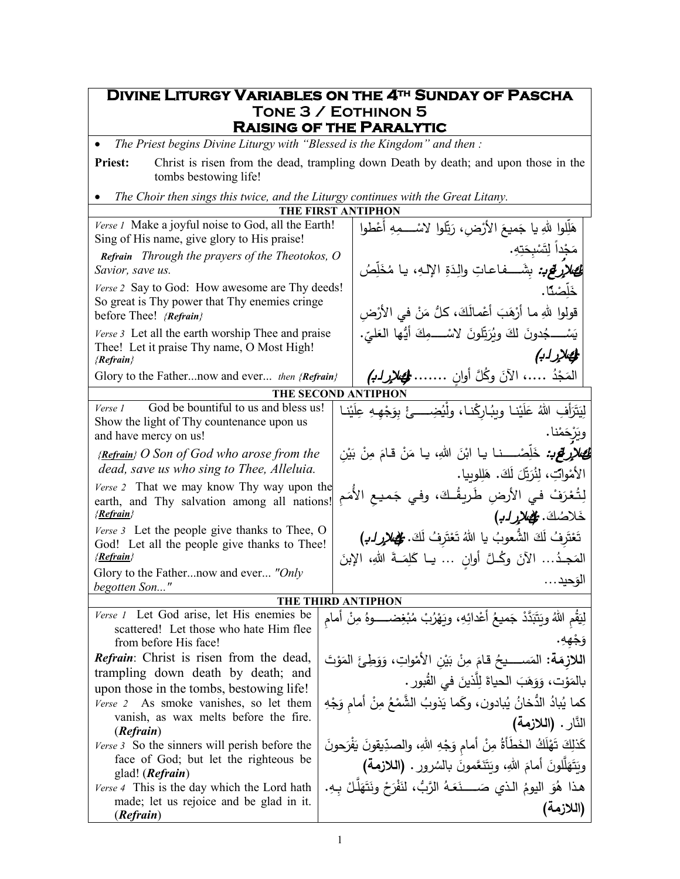# Divine Liturgy Variables on the 4th Sunday of Pascha
## Tone 3 / Eothinon 5
## Raising of the Paralytic

- *The Priest begins Divine Liturgy with "Blessed is the Kingdom" and then :*

**Priest:** Christ is risen from the dead, trampling down Death by death; and upon those in the tombs bestowing life!

- *The Choir then sings this twice, and the Liturgy continues with the Great Litany.*

### THE FIRST ANTIPHON

| | |
|---|---|
| *Verse 1* Make a joyful noise to God, all the Earth! Sing of His name, give glory to His praise! | هَلِّلوا للهِ يا جَميعَ الأرْضِ، رَتِّلوا لاسْــمِهِ أَعْطوا مَجْداً لِتَسْبِحَتِهِ. |
| ***Refrain*** *Through the prayers of the Theotokos, O Savior, save us.* | ***اللازمة:*** بِشَــفاعاتِ والِدَةِ الإلـهِ، يا مُخَلِّصُ خَلِّصْنا. |
| *Verse 2* Say to God: How awesome are Thy deeds! So great is Thy power that Thy enemies cringe before Thee! *{Refrain}* | قولوا للهِ ما أرْهَبَ أعْمالَكَ، كلُّ مَنْ في الأرْضِ يَسْــجُدونَ لكَ ويُرَتِّلونَ لاسْــمِكَ أيُّها العَليّ. |
| *Verse 3* Let all the earth worship Thee and praise Thee! Let it praise Thy name, O Most High! *{Refrain}* | ***(اللازمة)*** |
| Glory to the Father...now and ever... *then {Refrain}* | المَجْدُ ....، الآنَ وكُلَّ أوانٍ ....... ***(اللازمة)*** |

### THE SECOND ANTIPHON

| | |
|---|---|
| *Verse 1* God be bountiful to us and bless us! Show the light of Thy countenance upon us and have mercy on us! | لِيَتَرَأفِ اللهُ عَلَيْنا ويبُارِكْنا، ولْيُضِــئْ بِوَجْهِهِ عِلَيْنا ويَرْحَمْنا. |
| *{Refrain} O Son of God who arose from the dead, save us who sing to Thee, Alleluia.* | ***اللازمة:*** خَلِّصْـنا يا ابْنَ اللهِ، يا مَنْ قامَ مِنْ بَيْنِ الأمْواتِ، لِنُرَتِّلَ لَكَ. هَلِلويا. |
| *Verse 2* That we may know Thy way upon the earth, and Thy salvation among all nations! *{Refrain}* | لِتُعْرَفْ في الأرضِ طَريقُكَ، وفي جَميعِ الأُمَمِ خَلاصُكَ. ***(اللازمة)*** |
| *Verse 3* Let the people give thanks to Thee, O God! Let all the people give thanks to Thee! *{Refrain}* | تَعْتَرِفُ لَكَ الشُّعوبُ يا اللهُ تَعْتَرِفُ لَكَ. ***(اللازمة)*** |
| Glory to the Father...now and ever... *"Only begotten Son..."* | المَجدُ... الآنَ وكُلَّ أوانٍ ... يا كَلِمَةَ اللهِ، الإبنَ الوَحيد... |

### THE THIRD ANTIPHON

| | |
|---|---|
| *Verse 1* Let God arise, let His enemies be scattered! Let those who hate Him flee from before His face! | لِيَقُمِ اللهُ ويَتَبَدَّدْ جَميعُ أعْدائِهِ، ويَهْرُبْ مُبْغِضـوهُ مِنْ أمامِ وَجْهِهِ. |
| ***Refrain***: Christ is risen from the dead, trampling down death by death; and upon those in the tombs, bestowing life! | **اللازمة:** المَسـيحُ قامَ مِنْ بَيْنِ الأمْواتِ، وَوَطِئَ المَوْتَ بالمَوْتِ، وَوَهَبَ الحياةَ لِلَّذينَ في القُبور. |
| *Verse 2* As smoke vanishes, so let them vanish, as wax melts before the fire. (***Refrain***) | كما يُبادُ الدُّخانُ يُبادون، وكَما يَذوبُ الشَّمْعُ مِنْ أمامِ وَجْهِ النّار. **(اللازمة)** |
| *Verse 3* So the sinners will perish before the face of God; but let the righteous be glad! (***Refrain***) | كَذلِكَ تَهْلَكُ الخَطَأةُ مِنْ أمامِ وَجْهِ اللهِ، والصدِّيقونَ يَفْرَحونَ ويَتَهَلَّلونَ أمامَ اللهِ، ويَتَنَعَّمونَ بالسُرور. **(اللازمة)** |
| *Verse 4* This is the day which the Lord hath made; let us rejoice and be glad in it. (***Refrain***) | هذا هُوَ اليومُ الذي صَـنَعَهُ الرَّبُّ، لنَفْرَحْ ونَتَهَلَّلْ بِهِ. **(اللازمة)** |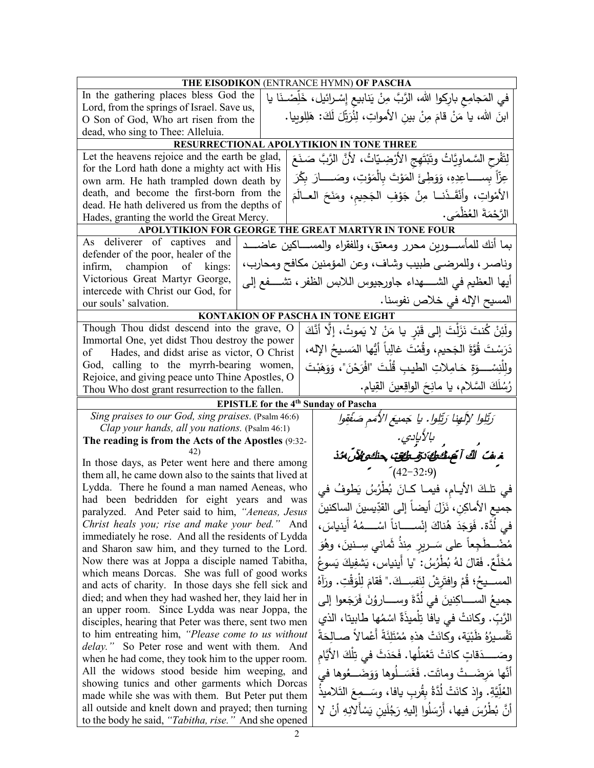## THE EISODIKON (ENTRANCE HYMN) OF PASCHA

In the gathering places bless God the Lord, from the springs of Israel. Save us, O Son of God, Who art risen from the dead, who sing to Thee: Alleluia.

في المَجامِعِ بارِكوا اللهَ، الرَّبَّ مِنْ يَنابيعِ إِسْرائيل، خَلِّصْنَا يا ابنَ اللهِ، يا مَنْ قامَ مِنْ بينِ الأمواتِ، لِنُرَتِّلَ لَكَ: هَلِلوييا.

## RESURRECTIONAL APOLYTIKION IN TONE THREE

Let the heavens rejoice and the earth be glad, for the Lord hath done a mighty act with His own arm. He hath trampled down death by death, and become the first-born from the dead. He hath delivered us from the depths of Hades, granting the world the Great Mercy.

لِتَفْرحِ السَّماوِيَّاتُ وتَبْتَهِجِ الأرْضِيّاتُ، لأنَّ الرَّبَّ صَنَعَ عِزّاً بِساعِدِهِ، وَوَطِئَ المَوْتَ بِالْمَوْتِ، وصَارَ بِكْرَ الأمْواتِ، وأنْقَذَنا مِنْ جَوْفِ الجَحِيمِ، ومَنَحَ العالَمَ الرَّحْمَةَ العُظْمَى.

## APOLYTIKION FOR GEORGE THE GREAT MARTYR IN TONE FOUR

As deliverer of captives and defender of the poor, healer of the infirm, champion of kings: Victorious Great Martyr George, intercede with Christ our God, for our souls' salvation.

بما أنك للمأسورين محرر ومعتق، وللفقراء والمساكين عاضد وناصر، وللمرضى طبيب وشاف، وعن المؤمنين مكافح ومحارب، أيها العظيم في الشهداء جاورجيوس اللابس الظفر، تشفع إلى المسيح الإله في خلاص نفوسنا.

## KONTAKION OF PASCHA IN TONE EIGHT

Though Thou didst descend into the grave, O Immortal One, yet didst Thou destroy the power of Hades, and didst arise as victor, O Christ God, calling to the myrrh-bearing women, Rejoice, and giving peace unto Thine Apostles, O Thou Who dost grant resurrection to the fallen.

ولَئِنْ كُنتَ نَزَلْتَ إلى قَبْرٍ يا مَنْ لا يَموتُ، إلَّا أنَّكَ دَرَسْتَ قُوَّةَ الجَحيم، وقُمْتَ غالِباً أيُّها المَسيحُ الإله، ولِلْنِسْوَةِ حَامِلاتِ الطيبِ قُلْتَ "افْرَحْنَ"، وَوَهَبْتَ رُسُلَكَ السَّلام، يا مانِحَ الواقِعينَ القِيام.

## EPISTLE for the 4th Sunday of Pascha

*Sing praises to our God, sing praises.* (Psalm 46:6)
*Clap your hands, all you nations.* (Psalm 46:1)

**The reading is from the Acts of the Apostles** (9:32-42)

In those days, as Peter went here and there among them all, he came down also to the saints that lived at Lydda. There he found a man named Aeneas, who had been bedridden for eight years and was paralyzed. And Peter said to him, *"Aeneas, Jesus Christ heals you; rise and make your bed."* And immediately he rose. And all the residents of Lydda and Sharon saw him, and they turned to the Lord. Now there was at Joppa a disciple named Tabitha, which means Dorcas. She was full of good works and acts of charity. In those days she fell sick and died; and when they had washed her, they laid her in an upper room. Since Lydda was near Joppa, the disciples, hearing that Peter was there, sent two men to him entreating him, *"Please come to us without delay."* So Peter rose and went with them. And when he had come, they took him to the upper room. All the widows stood beside him weeping, and showing tunics and other garments which Dorcas made while she was with them. But Peter put them all outside and knelt down and prayed; then turning to the body he said, *"Tabitha, rise."* And she opened

*رَتِّلوا لإلَهِنا رَتِّلوا. يا جَميعَ الأُمَمِ صَفِّقوا بالأَيادي.*

**فصلٌ مِنْ أعمالِ الرُّسُلِ القدِّيسين الأطهار**

(9:32-42)

في تلكَ الأيامِ، فيما كانَ بُطْرُسُ يَطوفُ في جميعِ الأماكِنِ، نَزَلَ أيضاً إلى القدّيسينَ الساكنينَ في لُدَّة. فَوَجَدَ هُناكَ إنْساناً اسْمُهُ أينياسَ، مُضْطَجِعاً على سَريرٍ مِنذُ ثَماني سِنينَ، وهُوَ مُخَلَّعٌ. فَقالَ لهُ بُطْرُسُ: "يا أَينياس، يَشفيكَ يَسوعُ المسيحُ؛ قُمْ وافتَرِشْ لِنَفسِكَ." فَقامَ لِلْوَقْتِ. ورَآهُ جميعُ الساكِنينَ في لُدَّةَ وسارونَ فَرَجَعوا إلى الرَّبِّ. وكانتْ في يافا تِلْميذَةٌ اسْمُها طابيتا، الذي تَفْسيرُهُ ظَبْيَة، وكانَتْ هذهِ مُمْتَلِئَةً أَعْمالاً صالِحَةً وصَدَقاتٍ كانَتْ تَعْمَلُها. فَحَدَثَ في تِلْكَ الأيَّامِ أنَّها مَرِضَتْ وماتَت. فَغَسَلُوها وَوَضَعُوها في العُلِّيَّةِ. وإذ كانَتْ لُدَّةُ بِقُربِ يافا، وسَمِعَ التَلاميذُ أنَّ بُطْرُسَ فيها، أَرْسَلُوا إليهِ رَجُلَينِ يَسْأَلانِهِ أنْ لا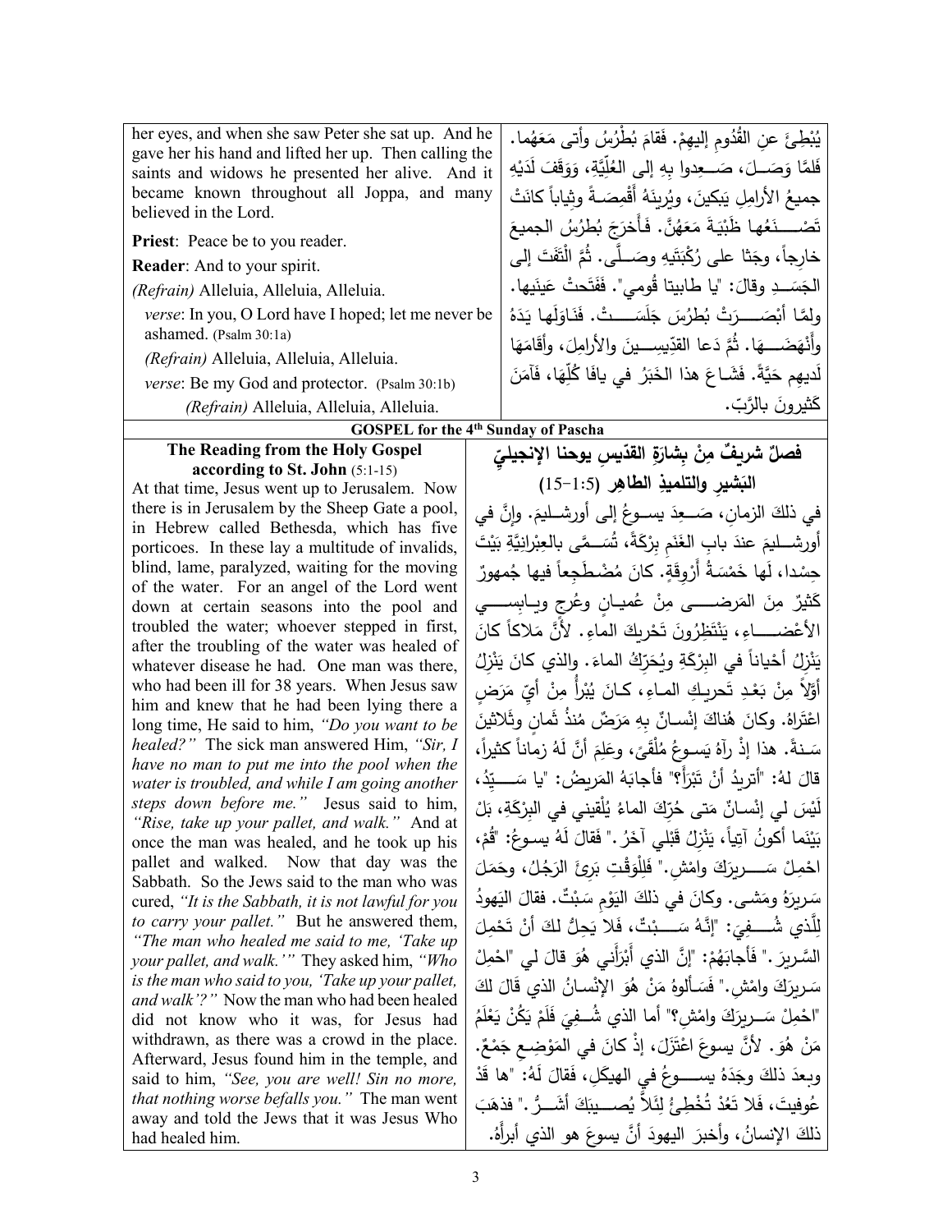her eyes, and when she saw Peter she sat up. And he gave her his hand and lifted her up. Then calling the saints and widows he presented her alive. And it became known throughout all Joppa, and many believed in the Lord.

**Priest**: Peace be to you reader.

**Reader**: And to your spirit.

*(Refrain)* Alleluia, Alleluia, Alleluia.

*verse*: In you, O Lord have I hoped; let me never be ashamed. (Psalm 30:1a)

*(Refrain)* Alleluia, Alleluia, Alleluia.

*verse*: Be my God and protector. (Psalm 30:1b)

*(Refrain)* Alleluia, Alleluia, Alleluia.

يُبْطِئَ عنِ القُدُومِ إليهِمْ. فَقامَ بُطْرُسُ وأتى مَعَهُما. فَلمَّا وَصَــلَ، صَــعِدوا بِهِ إلى العُلِّيَّةِ، وَوَقَفَ لَدَيْهِ جميعُ الأرامِلِ يَبكينَ، ويُرينَهُ أَقْمِصَـةً وثِياباً كانَتْ تَصْـــنَعُها ظَبْيَةَ مَعَهُنَّ. فَأَخرَجَ بُطرُسُ الجميعَ خارِجاً، وجَثا على رُكْبَتَيهِ وصَــلَّى. ثُمَّ الْتَفَتَ إلى الجَسَــدِ وقالَ: "يا طابيتا قُومي". فَفَتَحتْ عَينَيها. ولمَّا أبْصَـــرَتْ بُطرُسَ جَلَسَـــتْ. فَنَاوَلَها يَدَهُ وأنْهَضَــهَا. ثُمَّ دَعا القدِّيسِــينَ والأرامِلَ، وأقَامَهَا لَديهِم حَيَّةً. فَشَـاعَ هذا الخَبَرُ في يافَا كُلِّهَا، فَآمَنَ كَثيرونَ بالرَّبّ.

## GOSPEL for the 4th Sunday of Pascha

### The Reading from the Holy Gospel according to St. John (5:1-15)

At that time, Jesus went up to Jerusalem. Now there is in Jerusalem by the Sheep Gate a pool, in Hebrew called Bethesda, which has five porticoes. In these lay a multitude of invalids, blind, lame, paralyzed, waiting for the moving of the water. For an angel of the Lord went down at certain seasons into the pool and troubled the water; whoever stepped in first, after the troubling of the water was healed of whatever disease he had. One man was there, who had been ill for 38 years. When Jesus saw him and knew that he had been lying there a long time, He said to him, *"Do you want to be healed?"* The sick man answered Him, *"Sir, I have no man to put me into the pool when the water is troubled, and while I am going another steps down before me."* Jesus said to him, *"Rise, take up your pallet, and walk."* And at once the man was healed, and he took up his pallet and walked. Now that day was the Sabbath. So the Jews said to the man who was cured, *"It is the Sabbath, it is not lawful for you to carry your pallet."* But he answered them, *"The man who healed me said to me, 'Take up your pallet, and walk.'"* They asked him, *"Who is the man who said to you, 'Take up your pallet, and walk'?"* Now the man who had been healed did not know who it was, for Jesus had withdrawn, as there was a crowd in the place. Afterward, Jesus found him in the temple, and said to him, *"See, you are well! Sin no more, that nothing worse befalls you."* The man went away and told the Jews that it was Jesus Who had healed him.

### فصلٌ شريفٌ مِنْ بِشارَةِ القدّيسِ يوحنا الإنجيليّ البَشيرِ والتلميذِ الطاهِرِ (5:1-15)

في ذلكَ الزمانِ، صَــعِدَ يســوعُ إلى أورشــليمَ. وإنَّ في أورشــليمَ عندَ بابِ الغَنَمِ بِرْكَةً، تُسَــمَّى بالعِبْرانِيَّةِ بَيْتَ حِسْدا، لَها خَمْسَةُ أَرْوِقَةٍ. كانَ مُضْطَجِعاً فيها جُمهورٌ كَثيرٌ مِنَ المَرضَـــى مِنْ عُميـانٍ وعُرجٍ ويـابِســـي الأعْضَـــاءِ، يَنْتَظِرُونَ تَحْريكَ الماءِ. لأنَّ مَلاكاً كانَ يَنْزِلُ أحْياناً في البِرْكَةِ ويُحَرِّكُ الماءَ. والذي كانَ يَنْزِلُ أوَّلاً مِنْ بَعْدِ تَحريـكِ المـاءِ، كـانَ يُبْرأُ مِنْ أيِّ مَرَضٍ اعْتَراهُ. وكانَ هُناكَ إنْســانٌ بِهِ مَرَضٌ مُنذُ ثَمانٍ وثَلاثينَ سَـنةً. هذا إذْ رآهُ يَسـوعُ مُلْقَىً، وعَلِمَ أنَّ لَهُ زماناً كثيراً، قالَ لهُ: "أتريدُ أنْ تَبْرَأَ؟" فأجابَهُ المَريضُ: "يا سَــــيِّدُ، لَيْسَ لي إنْسـانٌ مَتى حُرِّكَ الماءُ يُلْقيني في البِرْكَةِ، بَلْ بَيْنَما أكونُ آتِياً، يَنْزِلُ قَبْلي آخَرُ." فَقالَ لَهُ يسوعُ: "قُمْ، احْمِلْ سَـــريرَكَ وامْشِ." فَلِلْوَقْتِ بَرِئَ الرَجُلُ، وحَمَلَ سَريرَهُ ومَشى. وكانَ في ذلكَ اليَوْمِ سَبْتٌ. فقالَ اليَهودُ لِلَّذي شُـــفِيَ: "إنَّهُ سَـــبْتٌ، فَلا يَحِلُّ لكَ أنْ تَحْمِلَ السَّريرَ." فَأجابَهُمْ: "إنَّ الذي أَبْرَأَني هُوَ قالَ لي "احْمِلْ سَريرَكَ وامْشِ." فَسَألوهُ مَنْ هُوَ الإنْسانُ الذي قالَ لكَ "احْمِلْ سَـريرَكَ وامْشِ؟" أما الذي شُـفِيَ فَلَمْ يَكُنْ يَعْلَمُ مَنْ هُوَ. لأنَّ يسوعَ اعْتَزَلَ، إذْ كانَ في المَوْضِعِ جَمْعٌ. وبعدَ ذلكَ وجَدَهُ يســـوعُ في الهيكَلِ، فَقالَ لَهُ: "ها قَدْ عُوفيتَ، فَلا تَعُدْ تُخْطِئُ لِئَلاَّ يُصـــيبَكَ أشَـــرُّ." فذهَبَ ذلكَ الإنسانُ، وأخبرَ اليهودَ أنَّ يسوعَ هو الذي أبرأهُ.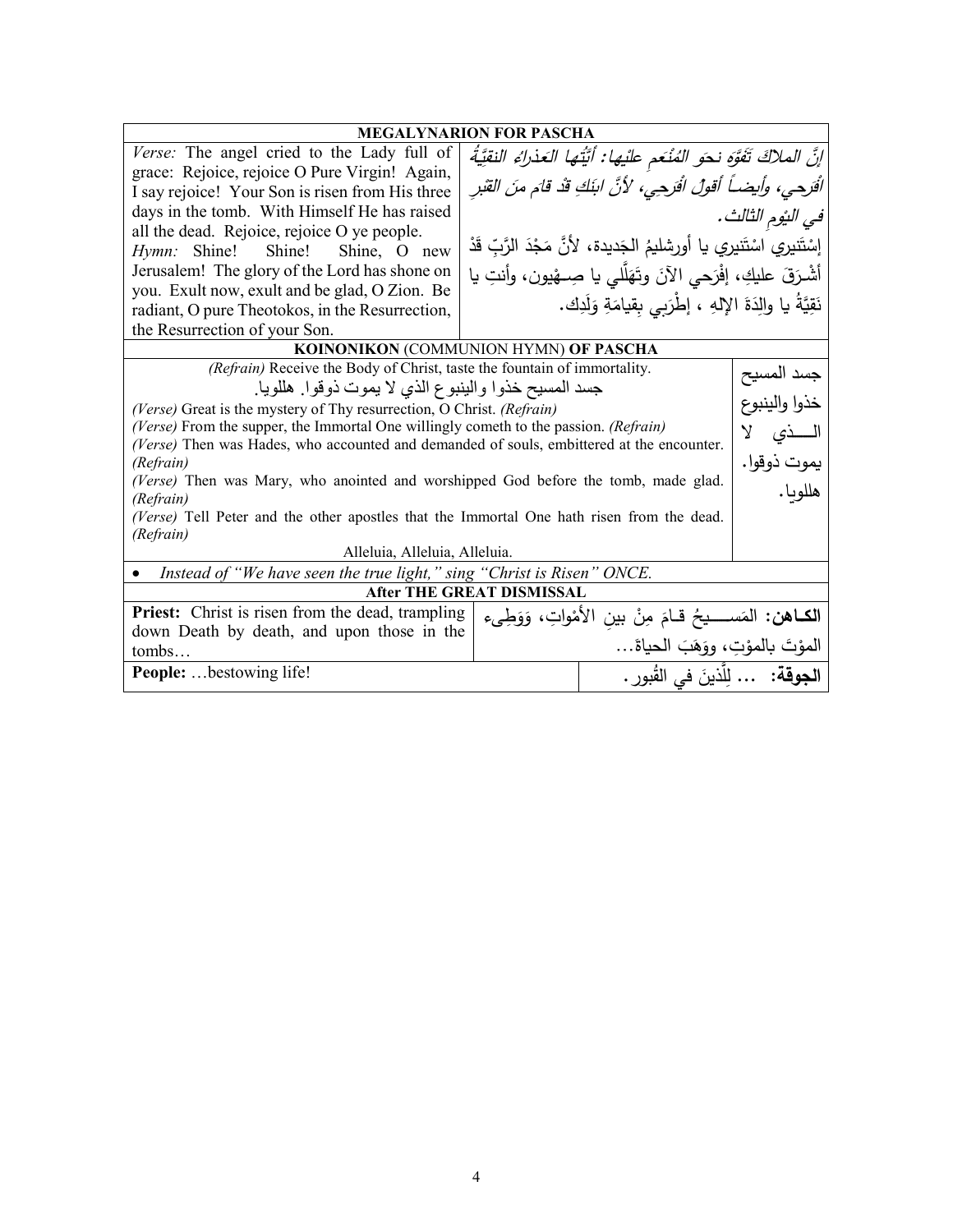| MEGALYNARION FOR PASCHA | |
|---|---|
| *Verse:* The angel cried to the Lady full of grace: Rejoice, rejoice O Pure Virgin! Again, I say rejoice! Your Son is risen from His three days in the tomb. With Himself He has raised all the dead. Rejoice, rejoice O ye people.<br>*Hymn:* Shine! Shine! Shine, O new Jerusalem! The glory of the Lord has shone on you. Exult now, exult and be glad, O Zion. Be radiant, O pure Theotokos, in the Resurrection, the Resurrection of your Son. | *إنَّ الملاكَ تَفَوَّهَ نحوَ المُنْعَمِ عليْها: أيَّتُها العَذراءُ النقيَّةُ افْرَحي، وأيضاً أقولُ افْرَحِي، لأنَّ ابنَكِ قدْ قامَ مِنَ القبْرِ في اليَوْمِ الثالث.*<br>إسْتَنيري اسْتَنيري يا أورشليمُ الجَديدة، لأنَّ مَجْدَ الرَّبِّ قَدْ أشْرَقَ عليكِ، إفْرَحي الآنَ وتَهَلَّلي يا صِهْيون، وأنتِ يا نَقيَّةُ يا والِدَةَ الإلهِ ، إطْرَبي بِقيامَةِ وَلَدِك. |

| KOINONIKON (COMMUNION HYMN) OF PASCHA | |
|---|---|
| *(Refrain)* Receive the Body of Christ, taste the fountain of immortality.<br>جسد المسيح خذوا والينبوع الذي لا يموت ذوقوا. هللويا.<br>*(Verse)* Great is the mystery of Thy resurrection, O Christ. *(Refrain)*<br>*(Verse)* From the supper, the Immortal One willingly cometh to the passion. *(Refrain)*<br>*(Verse)* Then was Hades, who accounted and demanded of souls, embittered at the encounter. *(Refrain)*<br>*(Verse)* Then was Mary, who anointed and worshipped God before the tomb, made glad. *(Refrain)*<br>*(Verse)* Tell Peter and the other apostles that the Immortal One hath risen from the dead. *(Refrain)*<br>Alleluia, Alleluia, Alleluia. | جسد المسيح خذوا والينبوع الـذي لا يموت ذوقوا. هللويا. |

- *Instead of "We have seen the true light," sing "Christ is Risen" ONCE.*

| After THE GREAT DISMISSAL | |
|---|---|
| **Priest:** Christ is risen from the dead, trampling down Death by death, and upon those in the tombs… | **الكـاهن:** المَسـيحُ قـامَ مِنْ بينِ الأمْواتِ، وَوَطِـىءِ المَوْتَ بالمَوْتِ، ووَهَبَ الحياةَ… |
| **People:** …bestowing life! | **الجوقة:** … لِلَّذينَ في القُبور. |